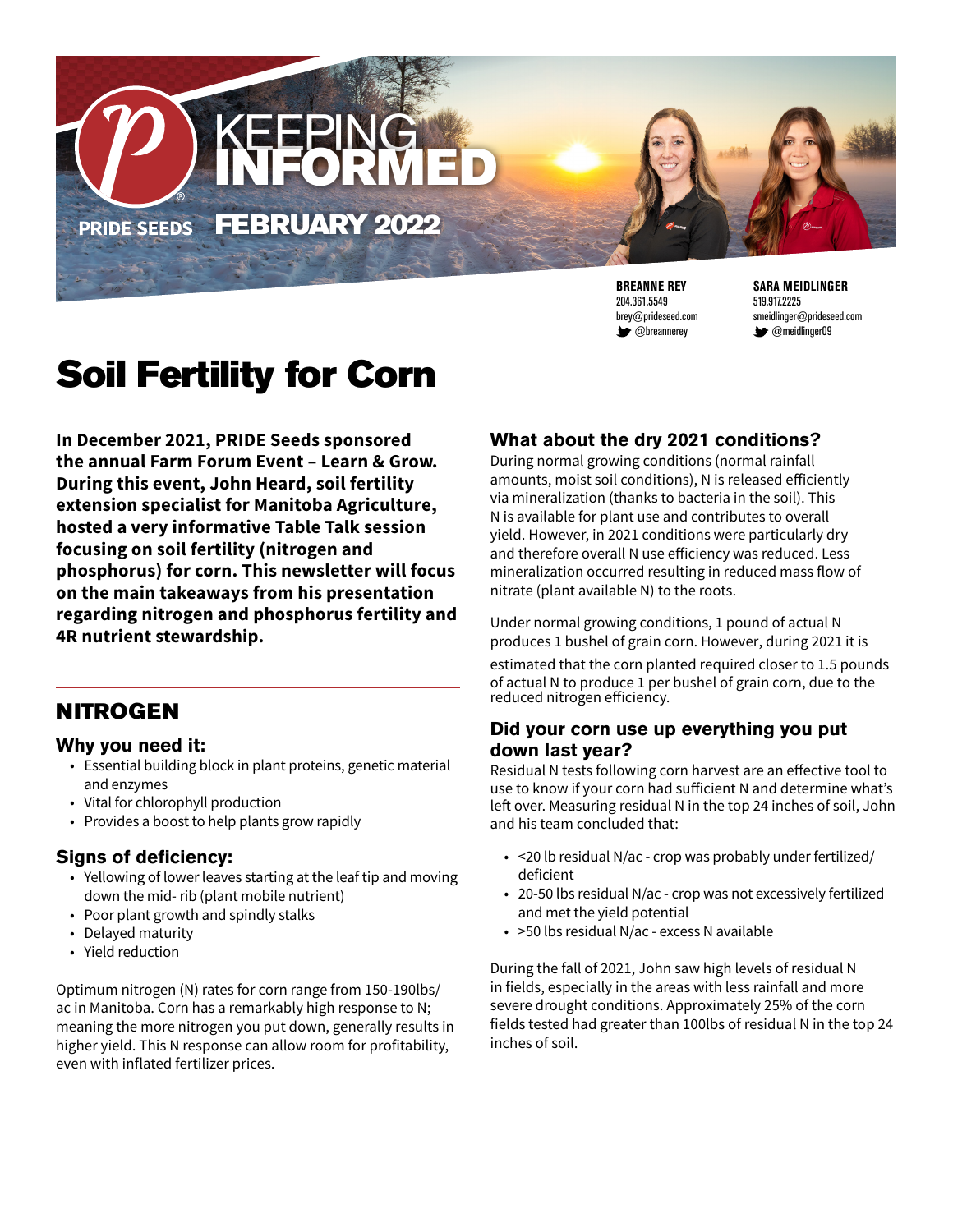PRIDE SEEDS

# KEEPING INFORMED

FEBRUARY 2022

**BREANNE REY**
204.361.5549
brey@prideseed.com
@breannerey

**SARA MEIDLINGER**
519.917.2225
smeidlinger@prideseed.com
@meidlinger09

# Soil Fertility for Corn

**In December 2021, PRIDE Seeds sponsored the annual Farm Forum Event – Learn & Grow. During this event, John Heard, soil fertility extension specialist for Manitoba Agriculture, hosted a very informative Table Talk session focusing on soil fertility (nitrogen and phosphorus) for corn. This newsletter will focus on the main takeaways from his presentation regarding nitrogen and phosphorus fertility and 4R nutrient stewardship.**

## NITROGEN

### Why you need it:

- Essential building block in plant proteins, genetic material and enzymes
- Vital for chlorophyll production
- Provides a boost to help plants grow rapidly

### Signs of deficiency:

- Yellowing of lower leaves starting at the leaf tip and moving down the mid- rib (plant mobile nutrient)
- Poor plant growth and spindly stalks
- Delayed maturity
- Yield reduction

Optimum nitrogen (N) rates for corn range from 150-190lbs/ac in Manitoba. Corn has a remarkably high response to N; meaning the more nitrogen you put down, generally results in higher yield. This N response can allow room for profitability, even with inflated fertilizer prices.

### What about the dry 2021 conditions?

During normal growing conditions (normal rainfall amounts, moist soil conditions), N is released efficiently via mineralization (thanks to bacteria in the soil). This N is available for plant use and contributes to overall yield. However, in 2021 conditions were particularly dry and therefore overall N use efficiency was reduced. Less mineralization occurred resulting in reduced mass flow of nitrate (plant available N) to the roots.

Under normal growing conditions, 1 pound of actual N produces 1 bushel of grain corn. However, during 2021 it is estimated that the corn planted required closer to 1.5 pounds of actual N to produce 1 per bushel of grain corn, due to the reduced nitrogen efficiency.

### Did your corn use up everything you put down last year?

Residual N tests following corn harvest are an effective tool to use to know if your corn had sufficient N and determine what's left over. Measuring residual N in the top 24 inches of soil, John and his team concluded that:

- <20 lb residual N/ac - crop was probably under fertilized/ deficient
- 20-50 lbs residual N/ac - crop was not excessively fertilized and met the yield potential
- >50 lbs residual N/ac - excess N available

During the fall of 2021, John saw high levels of residual N in fields, especially in the areas with less rainfall and more severe drought conditions. Approximately 25% of the corn fields tested had greater than 100lbs of residual N in the top 24 inches of soil.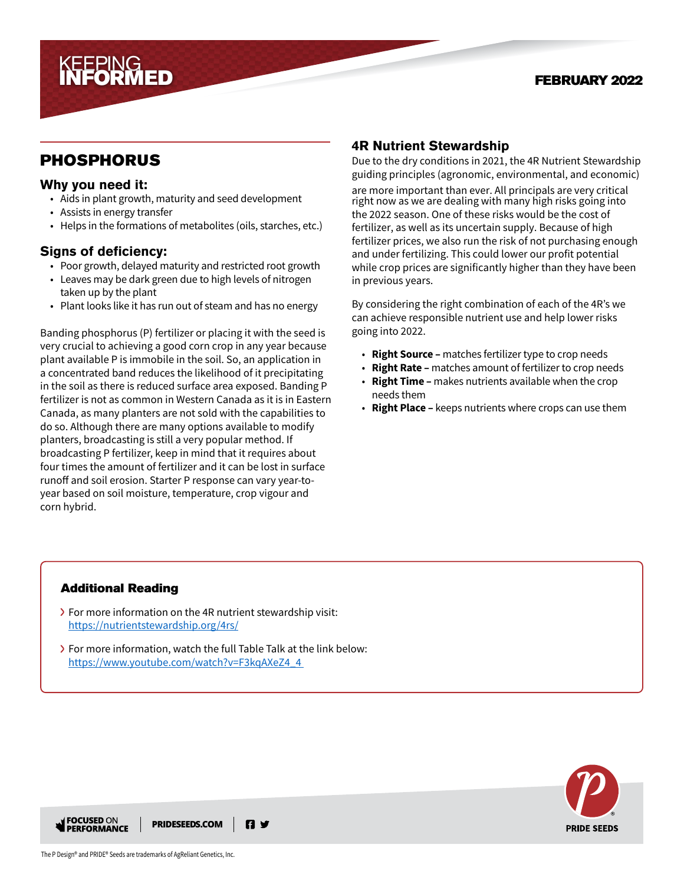## PHOSPHORUS

### Why you need it:

- Aids in plant growth, maturity and seed development
- Assists in energy transfer
- Helps in the formations of metabolites (oils, starches, etc.)

### Signs of deficiency:

- Poor growth, delayed maturity and restricted root growth
- Leaves may be dark green due to high levels of nitrogen taken up by the plant
- Plant looks like it has run out of steam and has no energy

Banding phosphorus (P) fertilizer or placing it with the seed is very crucial to achieving a good corn crop in any year because plant available P is immobile in the soil. So, an application in a concentrated band reduces the likelihood of it precipitating in the soil as there is reduced surface area exposed. Banding P fertilizer is not as common in Western Canada as it is in Eastern Canada, as many planters are not sold with the capabilities to do so. Although there are many options available to modify planters, broadcasting is still a very popular method. If broadcasting P fertilizer, keep in mind that it requires about four times the amount of fertilizer and it can be lost in surface runoff and soil erosion. Starter P response can vary year-to-year based on soil moisture, temperature, crop vigour and corn hybrid.

## 4R Nutrient Stewardship

Due to the dry conditions in 2021, the 4R Nutrient Stewardship guiding principles (agronomic, environmental, and economic) are more important than ever. All principals are very critical right now as we are dealing with many high risks going into the 2022 season. One of these risks would be the cost of fertilizer, as well as its uncertain supply. Because of high fertilizer prices, we also run the risk of not purchasing enough and under fertilizing. This could lower our profit potential while crop prices are significantly higher than they have been in previous years.

By considering the right combination of each of the 4R's we can achieve responsible nutrient use and help lower risks going into 2022.

- **Right Source –** matches fertilizer type to crop needs
- **Right Rate –** matches amount of fertilizer to crop needs
- **Right Time –** makes nutrients available when the crop needs them
- **Right Place –** keeps nutrients where crops can use them

### Additional Reading

- For more information on the 4R nutrient stewardship visit: https://nutrientstewardship.org/4rs/
- For more information, watch the full Table Talk at the link below: https://www.youtube.com/watch?v=F3kqAXeZ4_4

FOCUSED ON PERFORMANCE | PRIDESEEDS.COM

PRIDE SEEDS

The P Design® and PRIDE® Seeds are trademarks of AgReliant Genetics, Inc.